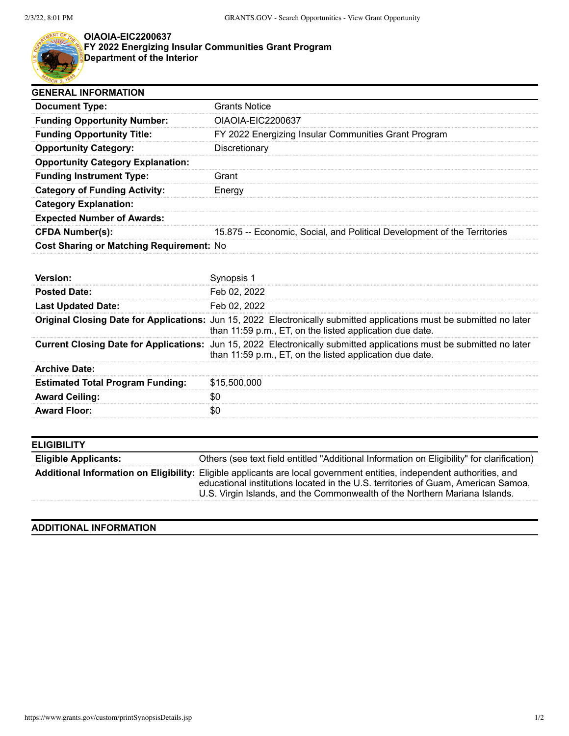# OIAOIA-EIC2200637
## FY 2022 Energizing Insular Communities Grant Program
### Department of the Interior

## GENERAL INFORMATION

| | |
|---|---|
| **Document Type:** | Grants Notice |
| **Funding Opportunity Number:** | OIAOIA-EIC2200637 |
| **Funding Opportunity Title:** | FY 2022 Energizing Insular Communities Grant Program |
| **Opportunity Category:** | Discretionary |
| **Opportunity Category Explanation:** | |
| **Funding Instrument Type:** | Grant |
| **Category of Funding Activity:** | Energy |
| **Category Explanation:** | |
| **Expected Number of Awards:** | |
| **CFDA Number(s):** | 15.875 -- Economic, Social, and Political Development of the Territories |
| **Cost Sharing or Matching Requirement:** | No |

| | |
|---|---|
| **Version:** | Synopsis 1 |
| **Posted Date:** | Feb 02, 2022 |
| **Last Updated Date:** | Feb 02, 2022 |
| **Original Closing Date for Applications:** | Jun 15, 2022 Electronically submitted applications must be submitted no later than 11:59 p.m., ET, on the listed application due date. |
| **Current Closing Date for Applications:** | Jun 15, 2022 Electronically submitted applications must be submitted no later than 11:59 p.m., ET, on the listed application due date. |
| **Archive Date:** | |
| **Estimated Total Program Funding:** | $15,500,000 |
| **Award Ceiling:** | $0 |
| **Award Floor:** | $0 |

## ELIGIBILITY

| | |
|---|---|
| **Eligible Applicants:** | Others (see text field entitled "Additional Information on Eligibility" for clarification) |
| **Additional Information on Eligibility:** | Eligible applicants are local government entities, independent authorities, and educational institutions located in the U.S. territories of Guam, American Samoa, U.S. Virgin Islands, and the Commonwealth of the Northern Mariana Islands. |

## ADDITIONAL INFORMATION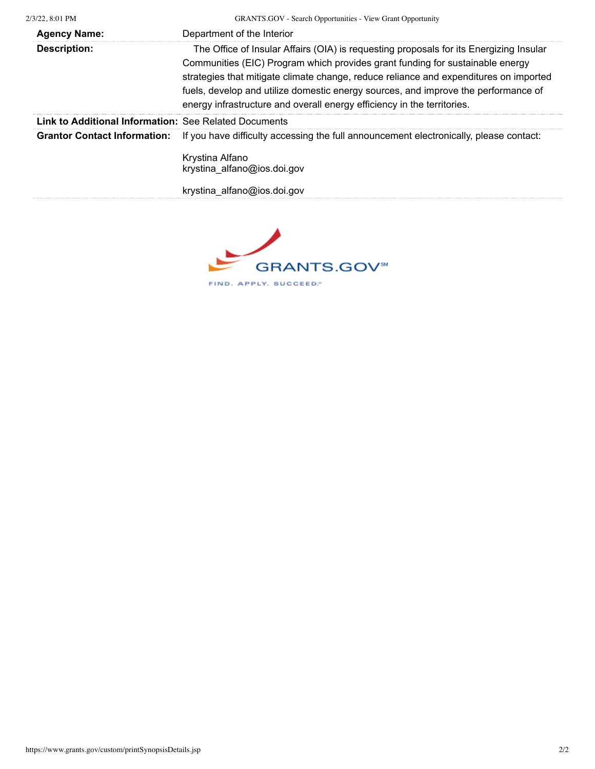| | |
|---|---|
| **Agency Name:** | Department of the Interior |
| **Description:** | The Office of Insular Affairs (OIA) is requesting proposals for its Energizing Insular Communities (EIC) Program which provides grant funding for sustainable energy strategies that mitigate climate change, reduce reliance and expenditures on imported fuels, develop and utilize domestic energy sources, and improve the performance of energy infrastructure and overall energy efficiency in the territories. |
| **Link to Additional Information:** | See Related Documents |
| **Grantor Contact Information:** | If you have difficulty accessing the full announcement electronically, please contact:<br><br>Krystina Alfano<br>krystina_alfano@ios.doi.gov<br><br>krystina_alfano@ios.doi.gov |

GRANTS.GOV[SM]

FIND. APPLY. SUCCEED.